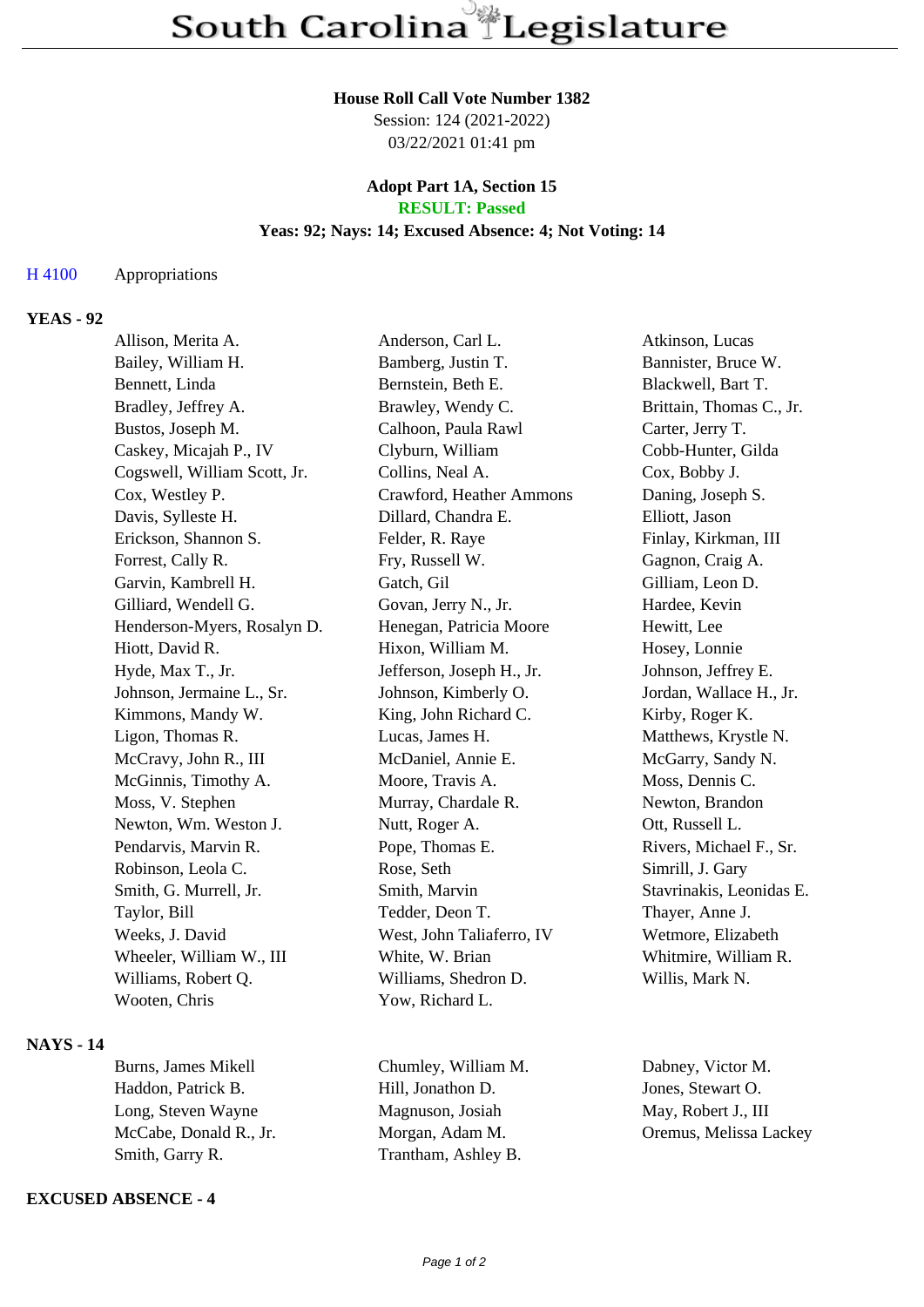# South Carolina Legislature

**House Roll Call Vote Number 1382**
Session: 124 (2021-2022)
03/22/2021 01:41 pm

**Adopt Part 1A, Section 15**
**RESULT: Passed**
**Yeas: 92; Nays: 14; Excused Absence: 4; Not Voting: 14**

H 4100 Appropriations

## YEAS - 92

| | | |
|---|---|---|
| Allison, Merita A. | Anderson, Carl L. | Atkinson, Lucas |
| Bailey, William H. | Bamberg, Justin T. | Bannister, Bruce W. |
| Bennett, Linda | Bernstein, Beth E. | Blackwell, Bart T. |
| Bradley, Jeffrey A. | Brawley, Wendy C. | Brittain, Thomas C., Jr. |
| Bustos, Joseph M. | Calhoon, Paula Rawl | Carter, Jerry T. |
| Caskey, Micajah P., IV | Clyburn, William | Cobb-Hunter, Gilda |
| Cogswell, William Scott, Jr. | Collins, Neal A. | Cox, Bobby J. |
| Cox, Westley P. | Crawford, Heather Ammons | Daning, Joseph S. |
| Davis, Sylleste H. | Dillard, Chandra E. | Elliott, Jason |
| Erickson, Shannon S. | Felder, R. Raye | Finlay, Kirkman, III |
| Forrest, Cally R. | Fry, Russell W. | Gagnon, Craig A. |
| Garvin, Kambrell H. | Gatch, Gil | Gilliam, Leon D. |
| Gilliard, Wendell G. | Govan, Jerry N., Jr. | Hardee, Kevin |
| Henderson-Myers, Rosalyn D. | Henegan, Patricia Moore | Hewitt, Lee |
| Hiott, David R. | Hixon, William M. | Hosey, Lonnie |
| Hyde, Max T., Jr. | Jefferson, Joseph H., Jr. | Johnson, Jeffrey E. |
| Johnson, Jermaine L., Sr. | Johnson, Kimberly O. | Jordan, Wallace H., Jr. |
| Kimmons, Mandy W. | King, John Richard C. | Kirby, Roger K. |
| Ligon, Thomas R. | Lucas, James H. | Matthews, Krystle N. |
| McCravy, John R., III | McDaniel, Annie E. | McGarry, Sandy N. |
| McGinnis, Timothy A. | Moore, Travis A. | Moss, Dennis C. |
| Moss, V. Stephen | Murray, Chardale R. | Newton, Brandon |
| Newton, Wm. Weston J. | Nutt, Roger A. | Ott, Russell L. |
| Pendarvis, Marvin R. | Pope, Thomas E. | Rivers, Michael F., Sr. |
| Robinson, Leola C. | Rose, Seth | Simrill, J. Gary |
| Smith, G. Murrell, Jr. | Smith, Marvin | Stavrinakis, Leonidas E. |
| Taylor, Bill | Tedder, Deon T. | Thayer, Anne J. |
| Weeks, J. David | West, John Taliaferro, IV | Wetmore, Elizabeth |
| Wheeler, William W., III | White, W. Brian | Whitmire, William R. |
| Williams, Robert Q. | Williams, Shedron D. | Willis, Mark N. |
| Wooten, Chris | Yow, Richard L. | |

## NAYS - 14

| | | |
|---|---|---|
| Burns, James Mikell | Chumley, William M. | Dabney, Victor M. |
| Haddon, Patrick B. | Hill, Jonathon D. | Jones, Stewart O. |
| Long, Steven Wayne | Magnuson, Josiah | May, Robert J., III |
| McCabe, Donald R., Jr. | Morgan, Adam M. | Oremus, Melissa Lackey |
| Smith, Garry R. | Trantham, Ashley B. | |

## EXCUSED ABSENCE - 4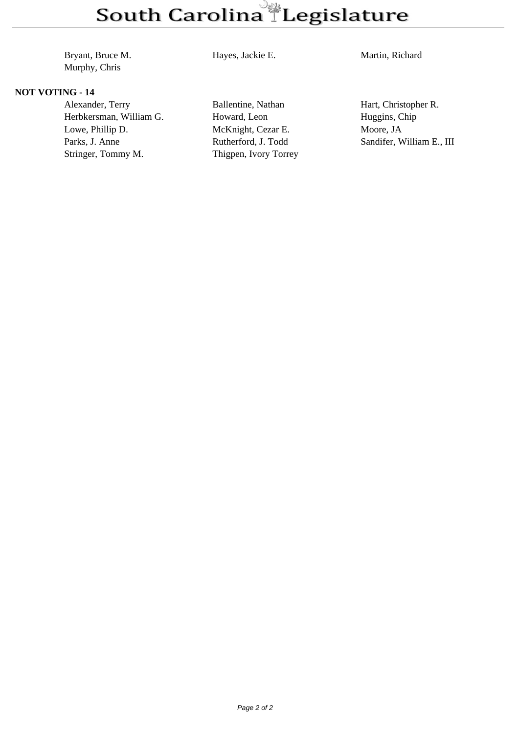| | | |
|---|---|---|
| Bryant, Bruce M. | Hayes, Jackie E. | Martin, Richard |
| Murphy, Chris | | |

**NOT VOTING - 14**

| | | |
|---|---|---|
| Alexander, Terry | Ballentine, Nathan | Hart, Christopher R. |
| Herbkersman, William G. | Howard, Leon | Huggins, Chip |
| Lowe, Phillip D. | McKnight, Cezar E. | Moore, JA |
| Parks, J. Anne | Rutherford, J. Todd | Sandifer, William E., III |
| Stringer, Tommy M. | Thigpen, Ivory Torrey | |